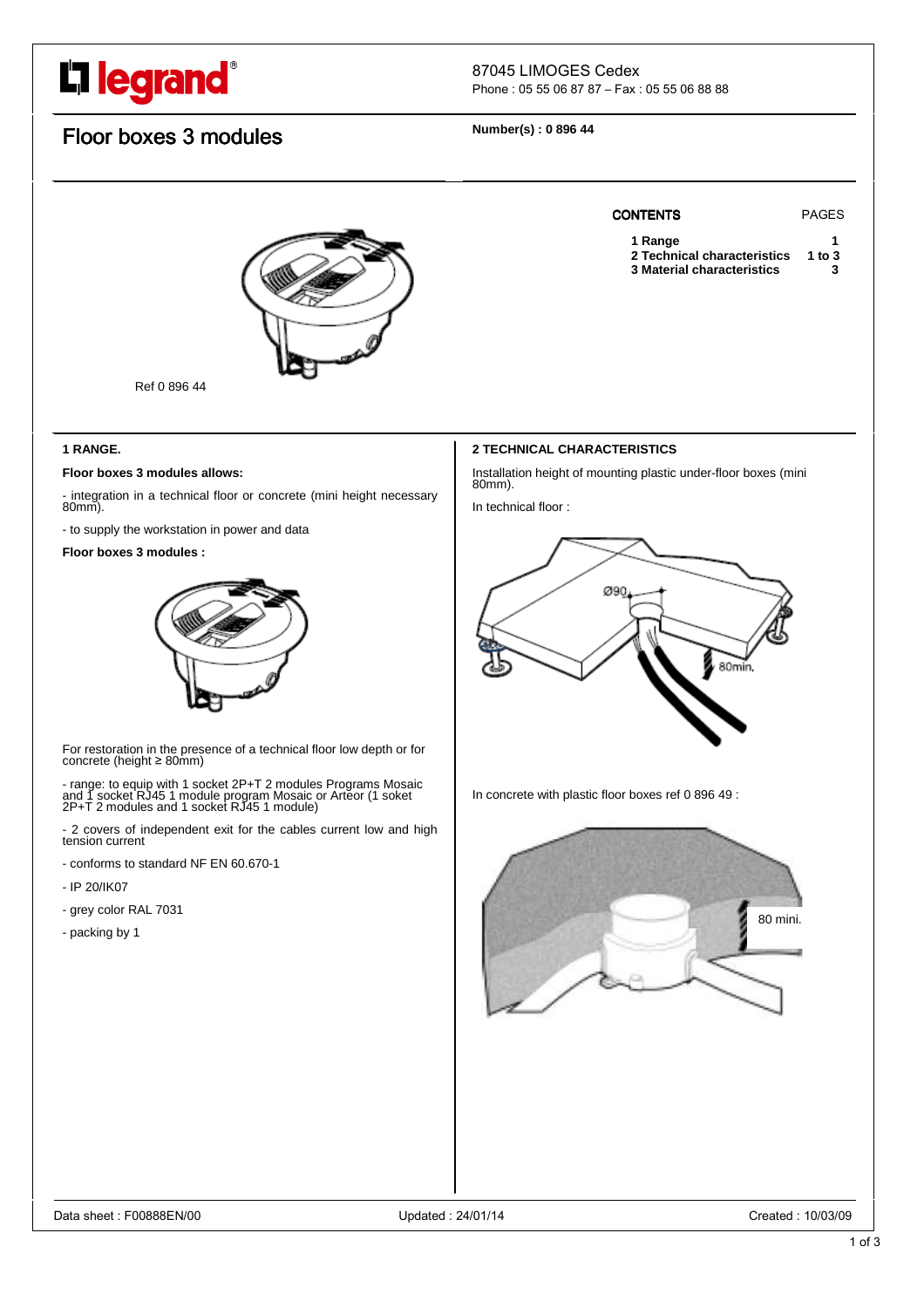legrand

87045 LIMOGES Cedex
Phone : 05 55 06 87 87 – Fax : 05 55 06 88 88

# Floor boxes 3 modules

**Number(s) : 0 896 44**

| CONTENTS | PAGES |
| --- | --- |
| **1 Range** | **1** |
| **2 Technical characteristics** | **1 to 3** |
| **3 Material characteristics** | **3** |

Ref 0 896 44

## 1 RANGE.

**Floor boxes 3 modules allows:**

- integration in a technical floor or concrete (mini height necessary 80mm).

- to supply the workstation in power and data

**Floor boxes 3 modules :**

For restoration in the presence of a technical floor low depth or for concrete (height ≥ 80mm)

- range: to equip with 1 socket 2P+T 2 modules Programs Mosaic and 1 socket RJ45 1 module program Mosaic or Arteor (1 soket 2P+T 2 modules and 1 socket RJ45 1 module)

- 2 covers of independent exit for the cables current low and high tension current

- conforms to standard NF EN 60.670-1

- IP 20/IK07

- grey color RAL 7031

- packing by 1

## 2 TECHNICAL CHARACTERISTICS

Installation height of mounting plastic under-floor boxes (mini 80mm).

In technical floor :

Ø90

80min.

In concrete with plastic floor boxes ref 0 896 49 :

80 mini.

Data sheet : F00888EN/00 Updated : 24/01/14 Created : 10/03/09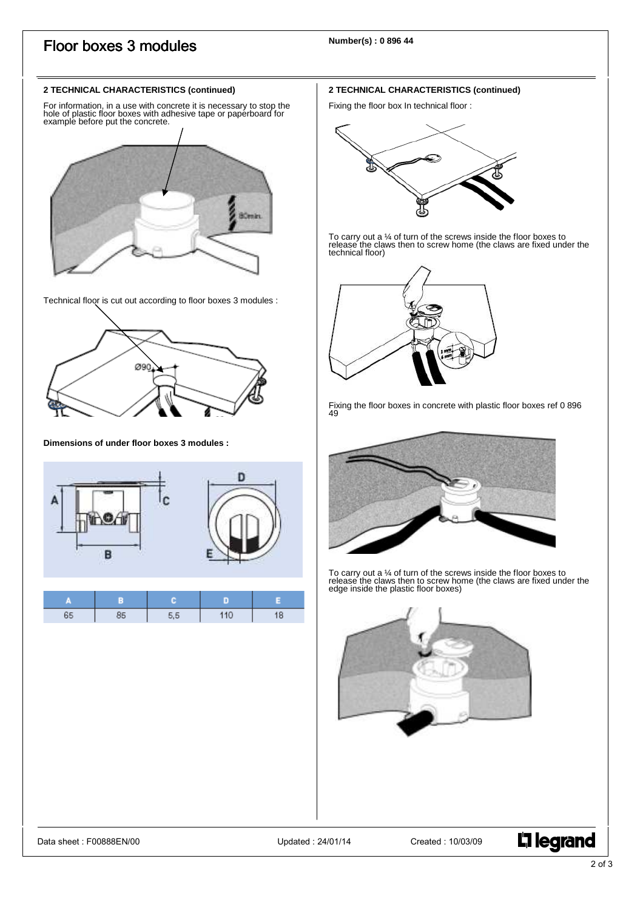# Floor boxes 3 modules

**Number(s) : 0 896 44**

**2 TECHNICAL CHARACTERISTICS (continued)**

For information, in a use with concrete it is necessary to stop the hole of plastic floor boxes with adhesive tape or paperboard for example before put the concrete.

Technical floor is cut out according to floor boxes 3 modules :

**Dimensions of under floor boxes 3 modules :**

| A | B | C | D | E |
|---|---|---|---|---|
| 65 | 85 | 5,5 | 110 | 18 |

**2 TECHNICAL CHARACTERISTICS (continued)**

Fixing the floor box In technical floor :

To carry out a ¼ of turn of the screws inside the floor boxes to release the claws then to screw home (the claws are fixed under the technical floor)

Fixing the floor boxes in concrete with plastic floor boxes ref 0 896 49

To carry out a ¼ of turn of the screws inside the floor boxes to release the claws then to screw home (the claws are fixed under the edge inside the plastic floor boxes)

Data sheet : F00888EN/00 Updated : 24/01/14 Created : 10/03/09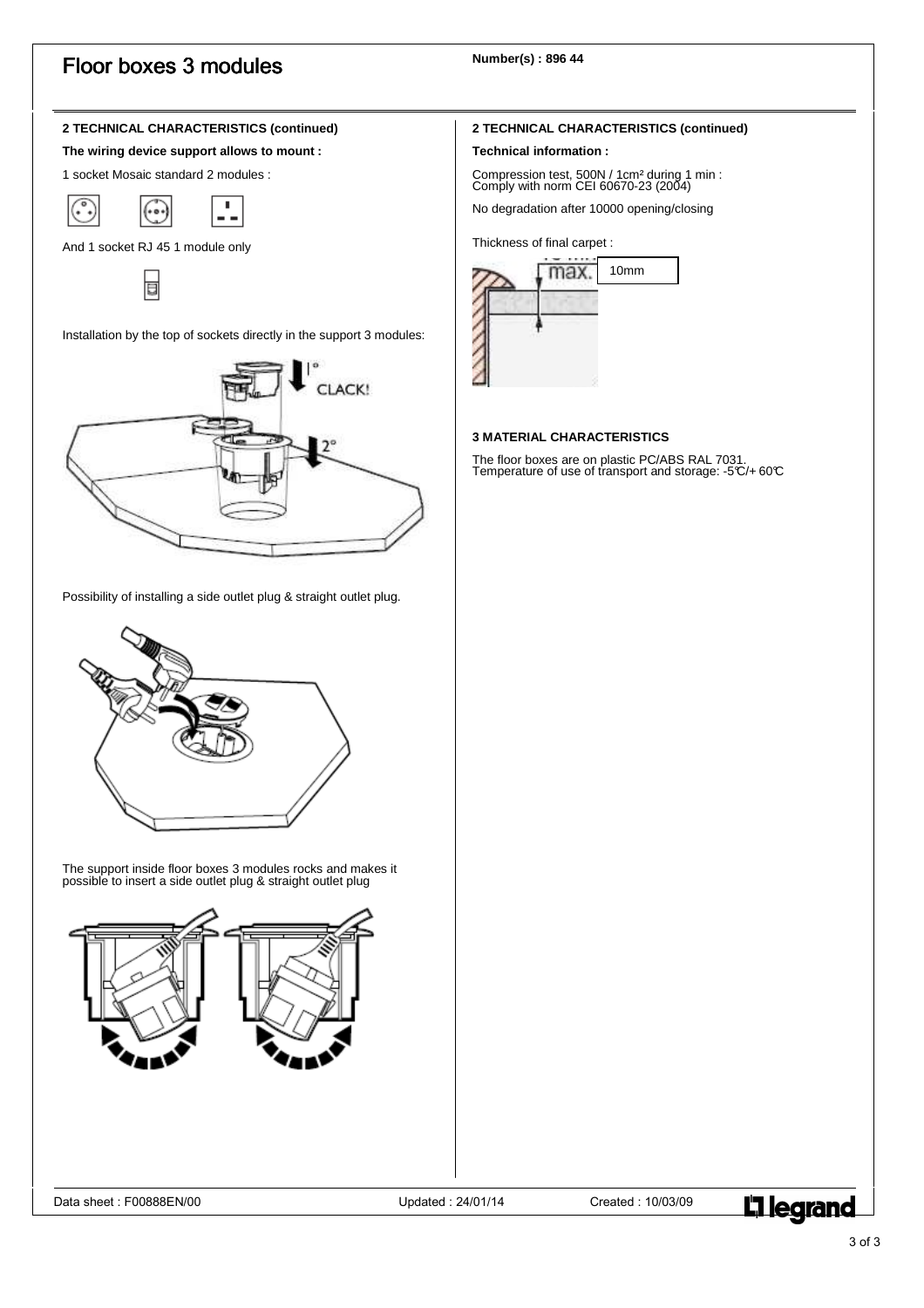# Floor boxes 3 modules

**Number(s) : 896 44**

## 2 TECHNICAL CHARACTERISTICS (continued)

**The wiring device support allows to mount :**

1 socket Mosaic standard 2 modules :

And 1 socket RJ 45 1 module only

Installation by the top of sockets directly in the support 3 modules:

1°

CLACK!

2°

Possibility of installing a side outlet plug & straight outlet plug.

The support inside floor boxes 3 modules rocks and makes it possible to insert a side outlet plug & straight outlet plug

## 2 TECHNICAL CHARACTERISTICS (continued)

**Technical information :**

Compression test, 500N / 1cm² during 1 min : Comply with norm CEI 60670-23 (2004)

No degradation after 10000 opening/closing

Thickness of final carpet :

max. 10mm

## 3 MATERIAL CHARACTERISTICS

The floor boxes are on plastic PC/ABS RAL 7031.
Temperature of use of transport and storage: -5°C/+ 60°C

Data sheet : F00888EN/00 Updated : 24/01/14 Created : 10/03/09